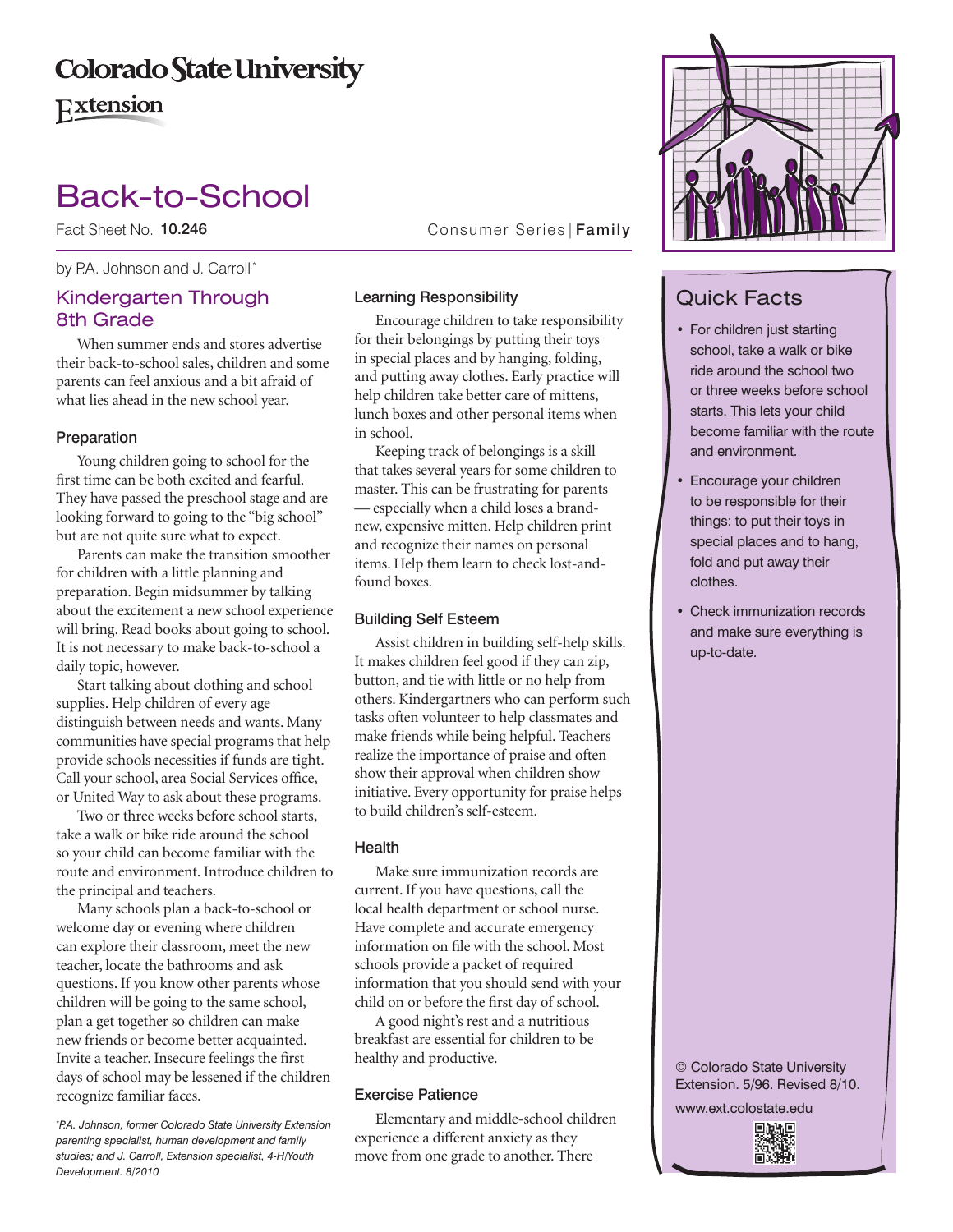Colorado State University

Extension

# Back-to-School

Fact Sheet No. **10.246**

Consumer Series | **Family**

by P.A. Johnson and J. Carroll*

## Kindergarten Through 8th Grade

When summer ends and stores advertise their back-to-school sales, children and some parents can feel anxious and a bit afraid of what lies ahead in the new school year.

### Preparation

Young children going to school for the first time can be both excited and fearful. They have passed the preschool stage and are looking forward to going to the "big school" but are not quite sure what to expect.

Parents can make the transition smoother for children with a little planning and preparation. Begin midsummer by talking about the excitement a new school experience will bring. Read books about going to school. It is not necessary to make back-to-school a daily topic, however.

Start talking about clothing and school supplies. Help children of every age distinguish between needs and wants. Many communities have special programs that help provide schools necessities if funds are tight. Call your school, area Social Services office, or United Way to ask about these programs.

Two or three weeks before school starts, take a walk or bike ride around the school so your child can become familiar with the route and environment. Introduce children to the principal and teachers.

Many schools plan a back-to-school or welcome day or evening where children can explore their classroom, meet the new teacher, locate the bathrooms and ask questions. If you know other parents whose children will be going to the same school, plan a get together so children can make new friends or become better acquainted. Invite a teacher. Insecure feelings the first days of school may be lessened if the children recognize familiar faces.

*\*P.A. Johnson, former Colorado State University Extension parenting specialist, human development and family studies; and J. Carroll, Extension specialist, 4-H/Youth Development. 8/2010*

### Learning Responsibility

Encourage children to take responsibility for their belongings by putting their toys in special places and by hanging, folding, and putting away clothes. Early practice will help children take better care of mittens, lunch boxes and other personal items when in school.

Keeping track of belongings is a skill that takes several years for some children to master. This can be frustrating for parents — especially when a child loses a brand-new, expensive mitten. Help children print and recognize their names on personal items. Help them learn to check lost-and-found boxes.

### Building Self Esteem

Assist children in building self-help skills. It makes children feel good if they can zip, button, and tie with little or no help from others. Kindergartners who can perform such tasks often volunteer to help classmates and make friends while being helpful. Teachers realize the importance of praise and often show their approval when children show initiative. Every opportunity for praise helps to build children's self-esteem.

### Health

Make sure immunization records are current. If you have questions, call the local health department or school nurse. Have complete and accurate emergency information on file with the school. Most schools provide a packet of required information that you should send with your child on or before the first day of school.

A good night's rest and a nutritious breakfast are essential for children to be healthy and productive.

### Exercise Patience

Elementary and middle-school children experience a different anxiety as they move from one grade to another. There

## Quick Facts

- For children just starting school, take a walk or bike ride around the school two or three weeks before school starts. This lets your child become familiar with the route and environment.
- Encourage your children to be responsible for their things: to put their toys in special places and to hang, fold and put away their clothes.
- Check immunization records and make sure everything is up-to-date.

© Colorado State University Extension. 5/96. Revised 8/10.

www.ext.colostate.edu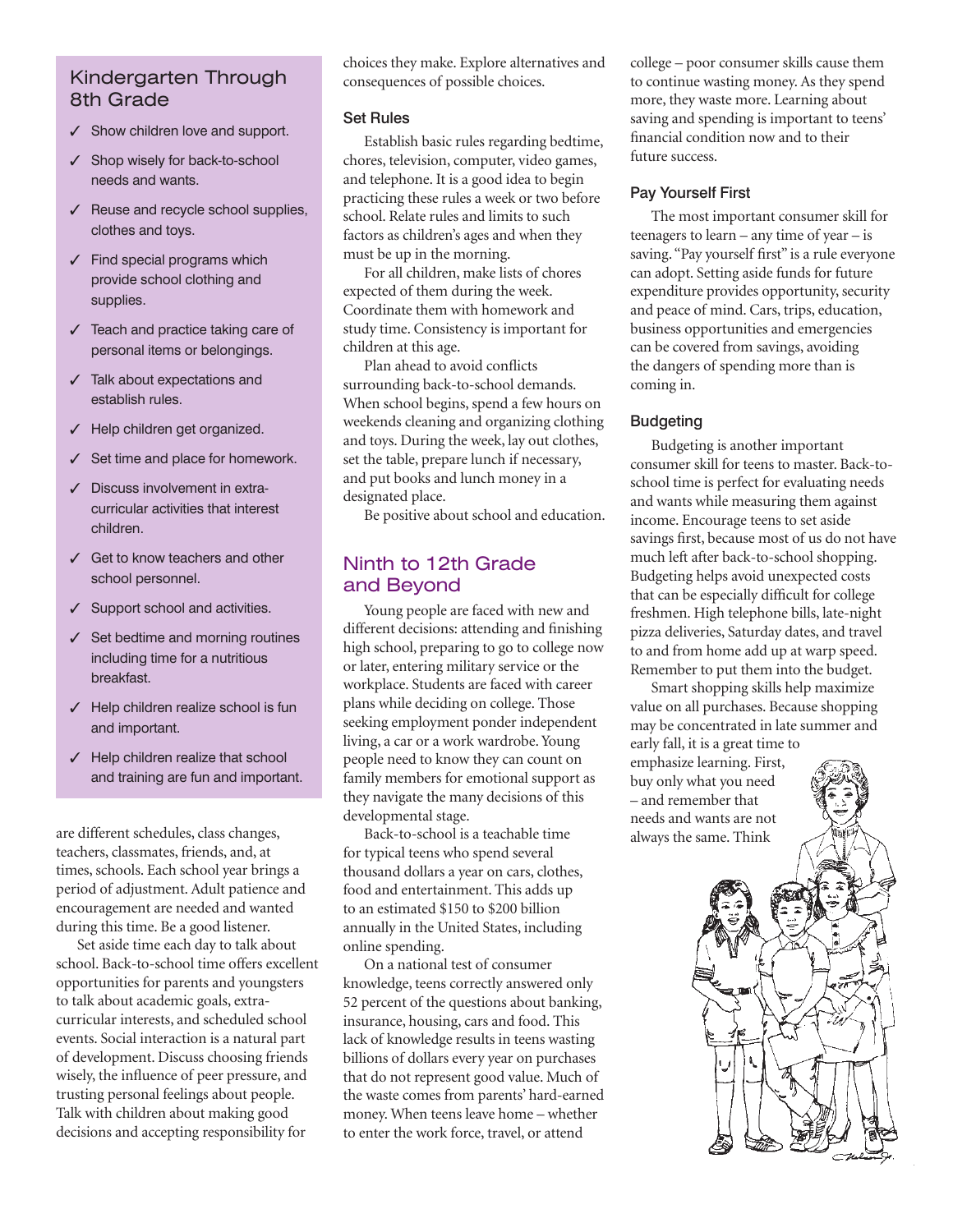## Kindergarten Through 8th Grade

- ✓ Show children love and support.
- ✓ Shop wisely for back-to-school needs and wants.
- ✓ Reuse and recycle school supplies, clothes and toys.
- ✓ Find special programs which provide school clothing and supplies.
- ✓ Teach and practice taking care of personal items or belongings.
- ✓ Talk about expectations and establish rules.
- ✓ Help children get organized.
- ✓ Set time and place for homework.
- ✓ Discuss involvement in extra-curricular activities that interest children.
- ✓ Get to know teachers and other school personnel.
- ✓ Support school and activities.
- ✓ Set bedtime and morning routines including time for a nutritious breakfast.
- ✓ Help children realize school is fun and important.
- ✓ Help children realize that school and training are fun and important.

are different schedules, class changes, teachers, classmates, friends, and, at times, schools. Each school year brings a period of adjustment. Adult patience and encouragement are needed and wanted during this time. Be a good listener.

Set aside time each day to talk about school. Back-to-school time offers excellent opportunities for parents and youngsters to talk about academic goals, extra-curricular interests, and scheduled school events. Social interaction is a natural part of development. Discuss choosing friends wisely, the influence of peer pressure, and trusting personal feelings about people. Talk with children about making good decisions and accepting responsibility for choices they make. Explore alternatives and consequences of possible choices.

### Set Rules

Establish basic rules regarding bedtime, chores, television, computer, video games, and telephone. It is a good idea to begin practicing these rules a week or two before school. Relate rules and limits to such factors as children's ages and when they must be up in the morning.

For all children, make lists of chores expected of them during the week. Coordinate them with homework and study time. Consistency is important for children at this age.

Plan ahead to avoid conflicts surrounding back-to-school demands. When school begins, spend a few hours on weekends cleaning and organizing clothing and toys. During the week, lay out clothes, set the table, prepare lunch if necessary, and put books and lunch money in a designated place.

Be positive about school and education.

## Ninth to 12th Grade and Beyond

Young people are faced with new and different decisions: attending and finishing high school, preparing to go to college now or later, entering military service or the workplace. Students are faced with career plans while deciding on college. Those seeking employment ponder independent living, a car or a work wardrobe. Young people need to know they can count on family members for emotional support as they navigate the many decisions of this developmental stage.

Back-to-school is a teachable time for typical teens who spend several thousand dollars a year on cars, clothes, food and entertainment. This adds up to an estimated $150 to $200 billion annually in the United States, including online spending.

On a national test of consumer knowledge, teens correctly answered only 52 percent of the questions about banking, insurance, housing, cars and food. This lack of knowledge results in teens wasting billions of dollars every year on purchases that do not represent good value. Much of the waste comes from parents' hard-earned money. When teens leave home – whether to enter the work force, travel, or attend college – poor consumer skills cause them to continue wasting money. As they spend more, they waste more. Learning about saving and spending is important to teens' financial condition now and to their future success.

### Pay Yourself First

The most important consumer skill for teenagers to learn – any time of year – is saving. "Pay yourself first" is a rule everyone can adopt. Setting aside funds for future expenditure provides opportunity, security and peace of mind. Cars, trips, education, business opportunities and emergencies can be covered from savings, avoiding the dangers of spending more than is coming in.

### Budgeting

Budgeting is another important consumer skill for teens to master. Back-to-school time is perfect for evaluating needs and wants while measuring them against income. Encourage teens to set aside savings first, because most of us do not have much left after back-to-school shopping. Budgeting helps avoid unexpected costs that can be especially difficult for college freshmen. High telephone bills, late-night pizza deliveries, Saturday dates, and travel to and from home add up at warp speed. Remember to put them into the budget.

Smart shopping skills help maximize value on all purchases. Because shopping may be concentrated in late summer and early fall, it is a great time to emphasize learning. First, buy only what you need – and remember that needs and wants are not always the same. Think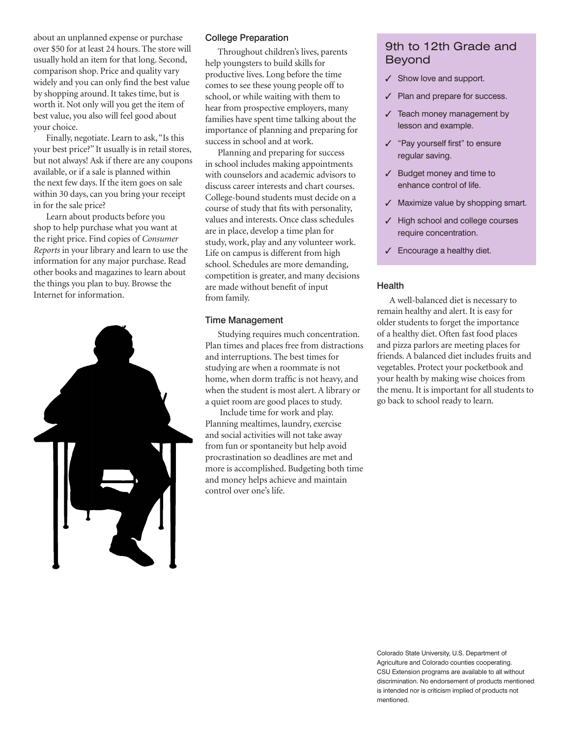about an unplanned expense or purchase over $50 for at least 24 hours. The store will usually hold an item for that long. Second, comparison shop. Price and quality vary widely and you can only find the best value by shopping around. It takes time, but is worth it. Not only will you get the item of best value, you also will feel good about your choice.

Finally, negotiate. Learn to ask, "Is this your best price?" It usually is in retail stores, but not always! Ask if there are any coupons available, or if a sale is planned within the next few days. If the item goes on sale within 30 days, can you bring your receipt in for the sale price?

Learn about products before you shop to help purchase what you want at the right price. Find copies of *Consumer Reports* in your library and learn to use the information for any major purchase. Read other books and magazines to learn about the things you plan to buy. Browse the Internet for information.

### College Preparation

Throughout children's lives, parents help youngsters to build skills for productive lives. Long before the time comes to see these young people off to school, or while waiting with them to hear from prospective employers, many families have spent time talking about the importance of planning and preparing for success in school and at work.

Planning and preparing for success in school includes making appointments with counselors and academic advisors to discuss career interests and chart courses. College-bound students must decide on a course of study that fits with personality, values and interests. Once class schedules are in place, develop a time plan for study, work, play and any volunteer work. Life on campus is different from high school. Schedules are more demanding, competition is greater, and many decisions are made without benefit of input from family.

### Time Management

Studying requires much concentration. Plan times and places free from distractions and interruptions. The best times for studying are when a roommate is not home, when dorm traffic is not heavy, and when the student is most alert. A library or a quiet room are good places to study.

Include time for work and play. Planning mealtimes, laundry, exercise and social activities will not take away from fun or spontaneity but help avoid procrastination so deadlines are met and more is accomplished. Budgeting both time and money helps achieve and maintain control over one's life.

## 9th to 12th Grade and Beyond

- ✓ Show love and support.
- ✓ Plan and prepare for success.
- ✓ Teach money management by lesson and example.
- ✓ "Pay yourself first" to ensure regular saving.
- ✓ Budget money and time to enhance control of life.
- ✓ Maximize value by shopping smart.
- ✓ High school and college courses require concentration.
- ✓ Encourage a healthy diet.

### Health

A well-balanced diet is necessary to remain healthy and alert. It is easy for older students to forget the importance of a healthy diet. Often fast food places and pizza parlors are meeting places for friends. A balanced diet includes fruits and vegetables. Protect your pocketbook and your health by making wise choices from the menu. It is important for all students to go back to school ready to learn.

Colorado State University, U.S. Department of Agriculture and Colorado counties cooperating. CSU Extension programs are available to all without discrimination. No endorsement of products mentioned is intended nor is criticism implied of products not mentioned.